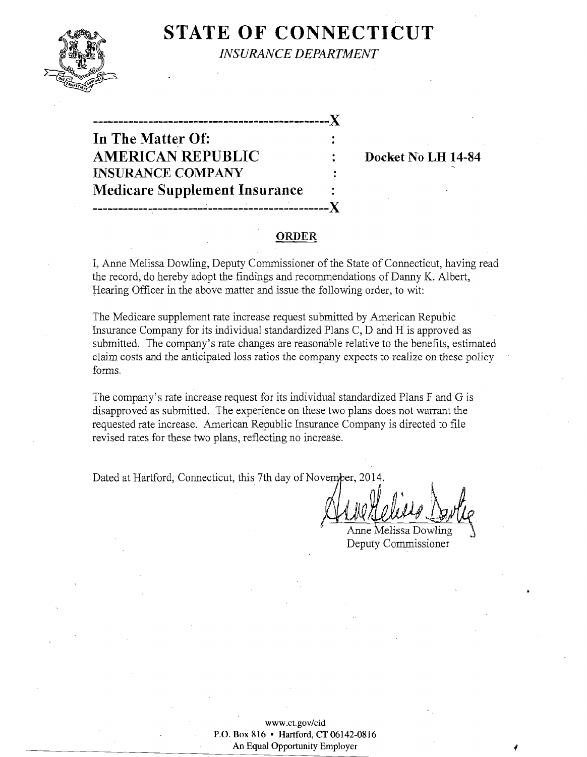# STATE OF CONNECTICUT

*INSURANCE DEPARTMENT*

---

**In The Matter Of:**
**AMERICAN REPUBLIC INSURANCE COMPANY**
**Medicare Supplement Insurance**

**Docket No LH 14-84**

---

## ORDER

I, Anne Melissa Dowling, Deputy Commissioner of the State of Connecticut, having read the record, do hereby adopt the findings and recommendations of Danny K. Albert, Hearing Officer in the above matter and issue the following order, to wit:

The Medicare supplement rate increase request submitted by American Repubic Insurance Company for its individual standardized Plans C, D and H is approved as submitted. The company's rate changes are reasonable relative to the benefits, estimated claim costs and the anticipated loss ratios the company expects to realize on these policy forms.

The company's rate increase request for its individual standardized Plans F and G is disapproved as submitted. The experience on these two plans does not warrant the requested rate increase. American Republic Insurance Company is directed to file revised rates for these two plans, reflecting no increase.

Dated at Hartford, Connecticut, this 7th day of November, 2014.

Anne Melissa Dowling
Deputy Commissioner

www.ct.gov/cid
P.O. Box 816 • Hartford, CT 06142-0816
An Equal Opportunity Employer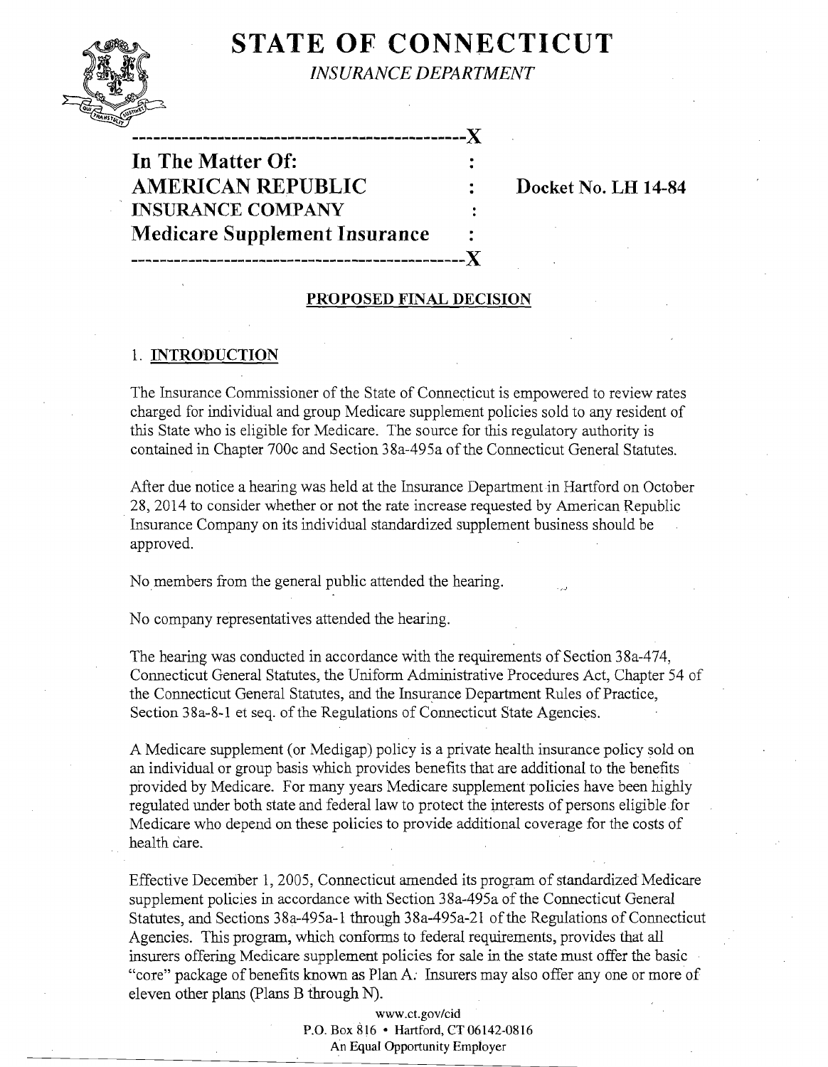# STATE OF CONNECTICUT

*INSURANCE DEPARTMENT*

| | | |
|---|---|---|
| **In The Matter Of:** | : | |
| **AMERICAN REPUBLIC** | : | **Docket No. LH 14-84** |
| **INSURANCE COMPANY** | : | |
| **Medicare Supplement Insurance** | : | |

## PROPOSED FINAL DECISION

### 1. INTRODUCTION

The Insurance Commissioner of the State of Connecticut is empowered to review rates charged for individual and group Medicare supplement policies sold to any resident of this State who is eligible for Medicare. The source for this regulatory authority is contained in Chapter 700c and Section 38a-495a of the Connecticut General Statutes.

After due notice a hearing was held at the Insurance Department in Hartford on October 28, 2014 to consider whether or not the rate increase requested by American Republic Insurance Company on its individual standardized supplement business should be approved.

No members from the general public attended the hearing.

No company representatives attended the hearing.

The hearing was conducted in accordance with the requirements of Section 38a-474, Connecticut General Statutes, the Uniform Administrative Procedures Act, Chapter 54 of the Connecticut General Statutes, and the Insurance Department Rules of Practice, Section 38a-8-1 et seq. of the Regulations of Connecticut State Agencies.

A Medicare supplement (or Medigap) policy is a private health insurance policy sold on an individual or group basis which provides benefits that are additional to the benefits provided by Medicare. For many years Medicare supplement policies have been highly regulated under both state and federal law to protect the interests of persons eligible for Medicare who depend on these policies to provide additional coverage for the costs of health care.

Effective December 1, 2005, Connecticut amended its program of standardized Medicare supplement policies in accordance with Section 38a-495a of the Connecticut General Statutes, and Sections 38a-495a-1 through 38a-495a-21 of the Regulations of Connecticut Agencies. This program, which conforms to federal requirements, provides that all insurers offering Medicare supplement policies for sale in the state must offer the basic "core" package of benefits known as Plan A. Insurers may also offer any one or more of eleven other plans (Plans B through N).

www.ct.gov/cid
P.O. Box 816 • Hartford, CT 06142-0816
An Equal Opportunity Employer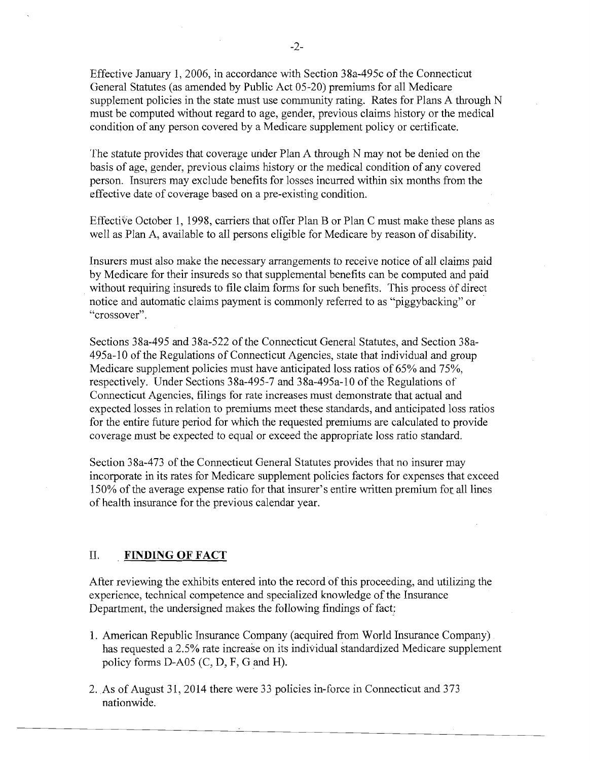Effective January 1, 2006, in accordance with Section 38a-495c of the Connecticut General Statutes (as amended by Public Act 05-20) premiums for all Medicare supplement policies in the state must use community rating. Rates for Plans A through N must be computed without regard to age, gender, previous claims history or the medical condition of any person covered by a Medicare supplement policy or certificate.

The statute provides that coverage under Plan A through N may not be denied on the basis of age, gender, previous claims history or the medical condition of any covered person. Insurers may exclude benefits for losses incurred within six months from the effective date of coverage based on a pre-existing condition.

Effective October 1, 1998, carriers that offer Plan B or Plan C must make these plans as well as Plan A, available to all persons eligible for Medicare by reason of disability.

Insurers must also make the necessary arrangements to receive notice of all claims paid by Medicare for their insureds so that supplemental benefits can be computed and paid without requiring insureds to file claim forms for such benefits. This process of direct notice and automatic claims payment is commonly referred to as "piggybacking" or "crossover".

Sections 38a-495 and 38a-522 of the Connecticut General Statutes, and Section 38a-495a-10 of the Regulations of Connecticut Agencies, state that individual and group Medicare supplement policies must have anticipated loss ratios of 65% and 75%, respectively. Under Sections 38a-495-7 and 38a-495a-10 of the Regulations of Connecticut Agencies, filings for rate increases must demonstrate that actual and expected losses in relation to premiums meet these standards, and anticipated loss ratios for the entire future period for which the requested premiums are calculated to provide coverage must be expected to equal or exceed the appropriate loss ratio standard.

Section 38a-473 of the Connecticut General Statutes provides that no insurer may incorporate in its rates for Medicare supplement policies factors for expenses that exceed 150% of the average expense ratio for that insurer's entire written premium for all lines of health insurance for the previous calendar year.

## II. **FINDING OF FACT**

After reviewing the exhibits entered into the record of this proceeding, and utilizing the experience, technical competence and specialized knowledge of the Insurance Department, the undersigned makes the following findings of fact:

1. American Republic Insurance Company (acquired from World Insurance Company) has requested a 2.5% rate increase on its individual standardized Medicare supplement policy forms D-A05 (C, D, F, G and H).

2. As of August 31, 2014 there were 33 policies in-force in Connecticut and 373 nationwide.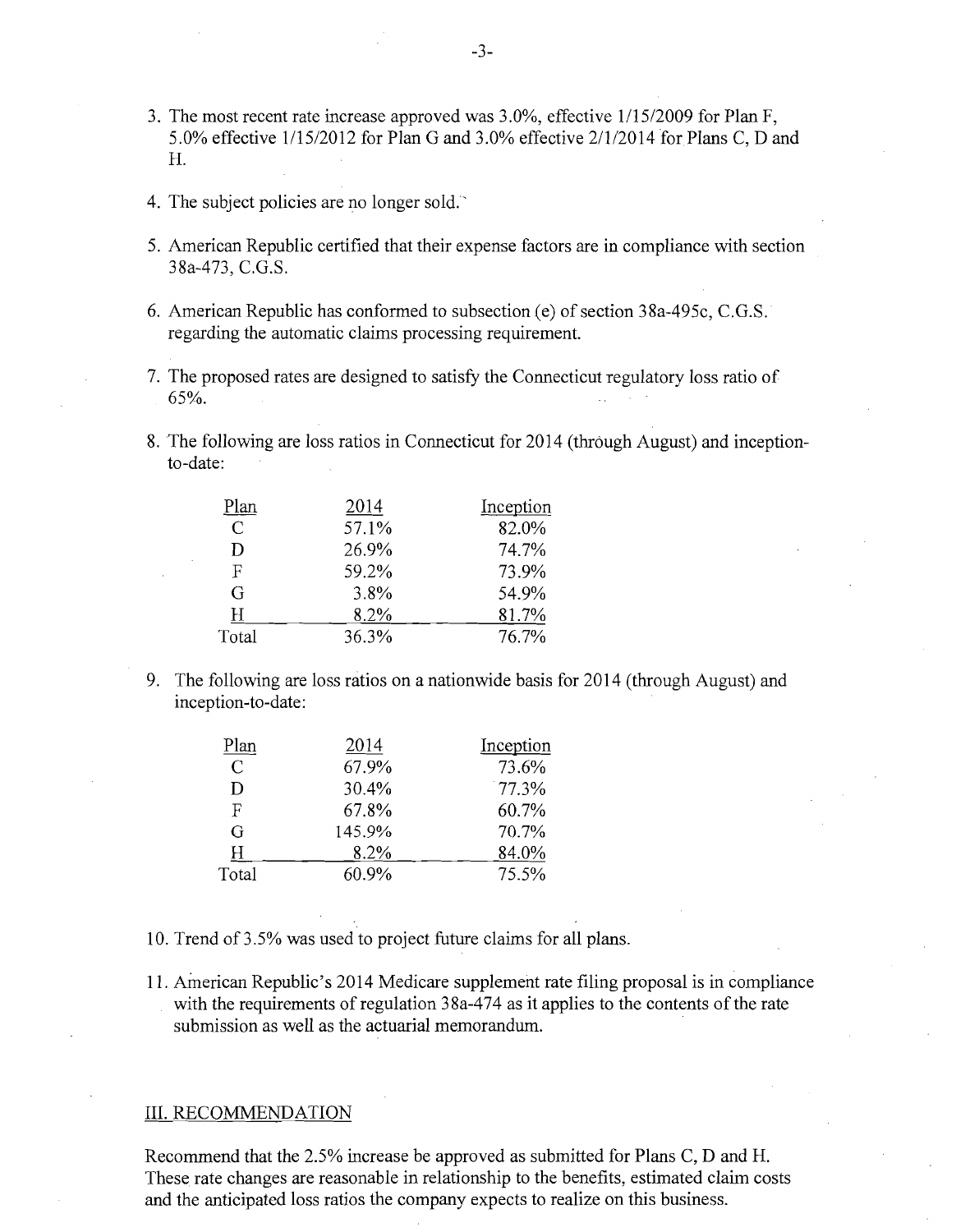3. The most recent rate increase approved was 3.0%, effective 1/15/2009 for Plan F, 5.0% effective 1/15/2012 for Plan G and 3.0% effective 2/1/2014 for Plans C, D and H.

4. The subject policies are no longer sold.

5. American Republic certified that their expense factors are in compliance with section 38a-473, C.G.S.

6. American Republic has conformed to subsection (e) of section 38a-495c, C.G.S. regarding the automatic claims processing requirement.

7. The proposed rates are designed to satisfy the Connecticut regulatory loss ratio of 65%.

8. The following are loss ratios in Connecticut for 2014 (through August) and inception-to-date:

| Plan | 2014 | Inception |
|---|---|---|
| C | 57.1% | 82.0% |
| D | 26.9% | 74.7% |
| F | 59.2% | 73.9% |
| G | 3.8% | 54.9% |
| H | 8.2% | 81.7% |
| Total | 36.3% | 76.7% |

9. The following are loss ratios on a nationwide basis for 2014 (through August) and inception-to-date:

| Plan | 2014 | Inception |
|---|---|---|
| C | 67.9% | 73.6% |
| D | 30.4% | 77.3% |
| F | 67.8% | 60.7% |
| G | 145.9% | 70.7% |
| H | 8.2% | 84.0% |
| Total | 60.9% | 75.5% |

10. Trend of 3.5% was used to project future claims for all plans.

11. American Republic's 2014 Medicare supplement rate filing proposal is in compliance with the requirements of regulation 38a-474 as it applies to the contents of the rate submission as well as the actuarial memorandum.

## III. RECOMMENDATION

Recommend that the 2.5% increase be approved as submitted for Plans C, D and H. These rate changes are reasonable in relationship to the benefits, estimated claim costs and the anticipated loss ratios the company expects to realize on this business.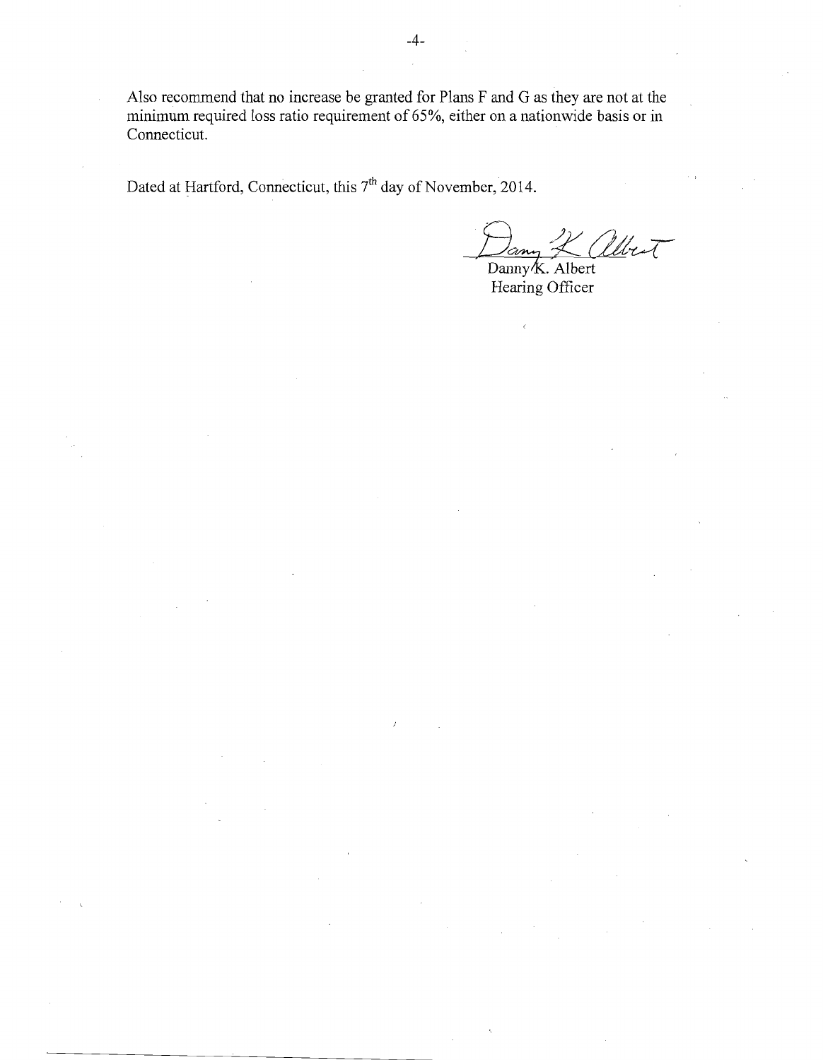Also recommend that no increase be granted for Plans F and G as they are not at the minimum required loss ratio requirement of 65%, either on a nationwide basis or in Connecticut.

Dated at Hartford, Connecticut, this 7th day of November, 2014.

Danny K. Albert
Hearing Officer